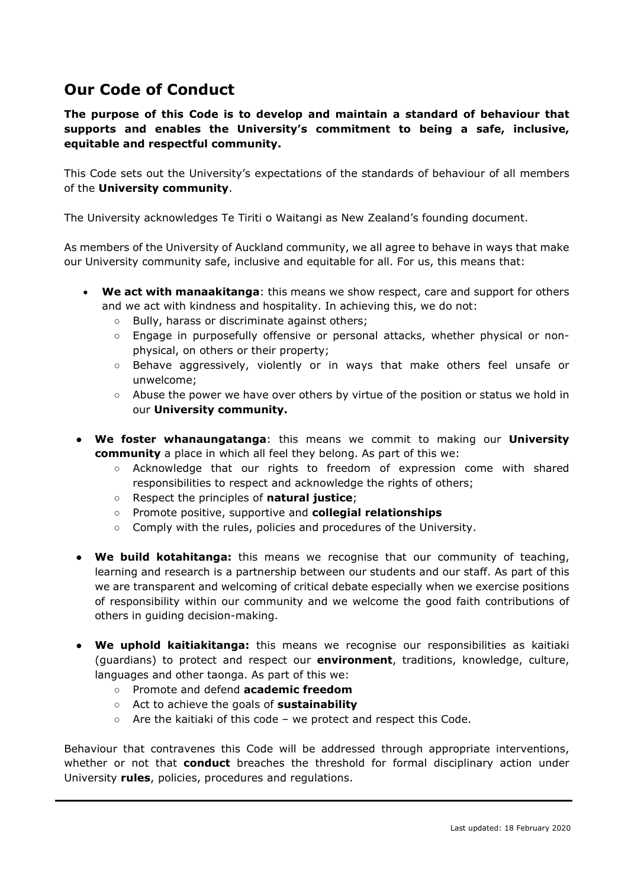## Our Code of Conduct

**The purpose of this Code is to develop and maintain a standard of behaviour that supports and enables the University's commitment to being a safe, inclusive, equitable and respectful community.**

This Code sets out the University's expectations of the standards of behaviour of all members of the **University community**.

The University acknowledges Te Tiriti o Waitangi as New Zealand's founding document.

As members of the University of Auckland community, we all agree to behave in ways that make our University community safe, inclusive and equitable for all. For us, this means that:

- **We act with manaakitanga**: this means we show respect, care and support for others and we act with kindness and hospitality. In achieving this, we do not:
  - Bully, harass or discriminate against others;
  - Engage in purposefully offensive or personal attacks, whether physical or non-physical, on others or their property;
  - Behave aggressively, violently or in ways that make others feel unsafe or unwelcome;
  - Abuse the power we have over others by virtue of the position or status we hold in our **University community.**
- **We foster whanaungatanga**: this means we commit to making our **University community** a place in which all feel they belong. As part of this we:
  - Acknowledge that our rights to freedom of expression come with shared responsibilities to respect and acknowledge the rights of others;
  - Respect the principles of **natural justice**;
  - Promote positive, supportive and **collegial relationships**
  - Comply with the rules, policies and procedures of the University.
- **We build kotahitanga:** this means we recognise that our community of teaching, learning and research is a partnership between our students and our staff. As part of this we are transparent and welcoming of critical debate especially when we exercise positions of responsibility within our community and we welcome the good faith contributions of others in guiding decision-making.
- **We uphold kaitiakitanga:** this means we recognise our responsibilities as kaitiaki (guardians) to protect and respect our **environment**, traditions, knowledge, culture, languages and other taonga. As part of this we:
  - Promote and defend **academic freedom**
  - Act to achieve the goals of **sustainability**
  - Are the kaitiaki of this code – we protect and respect this Code.

Behaviour that contravenes this Code will be addressed through appropriate interventions, whether or not that **conduct** breaches the threshold for formal disciplinary action under University **rules**, policies, procedures and regulations.

Last updated: 18 February 2020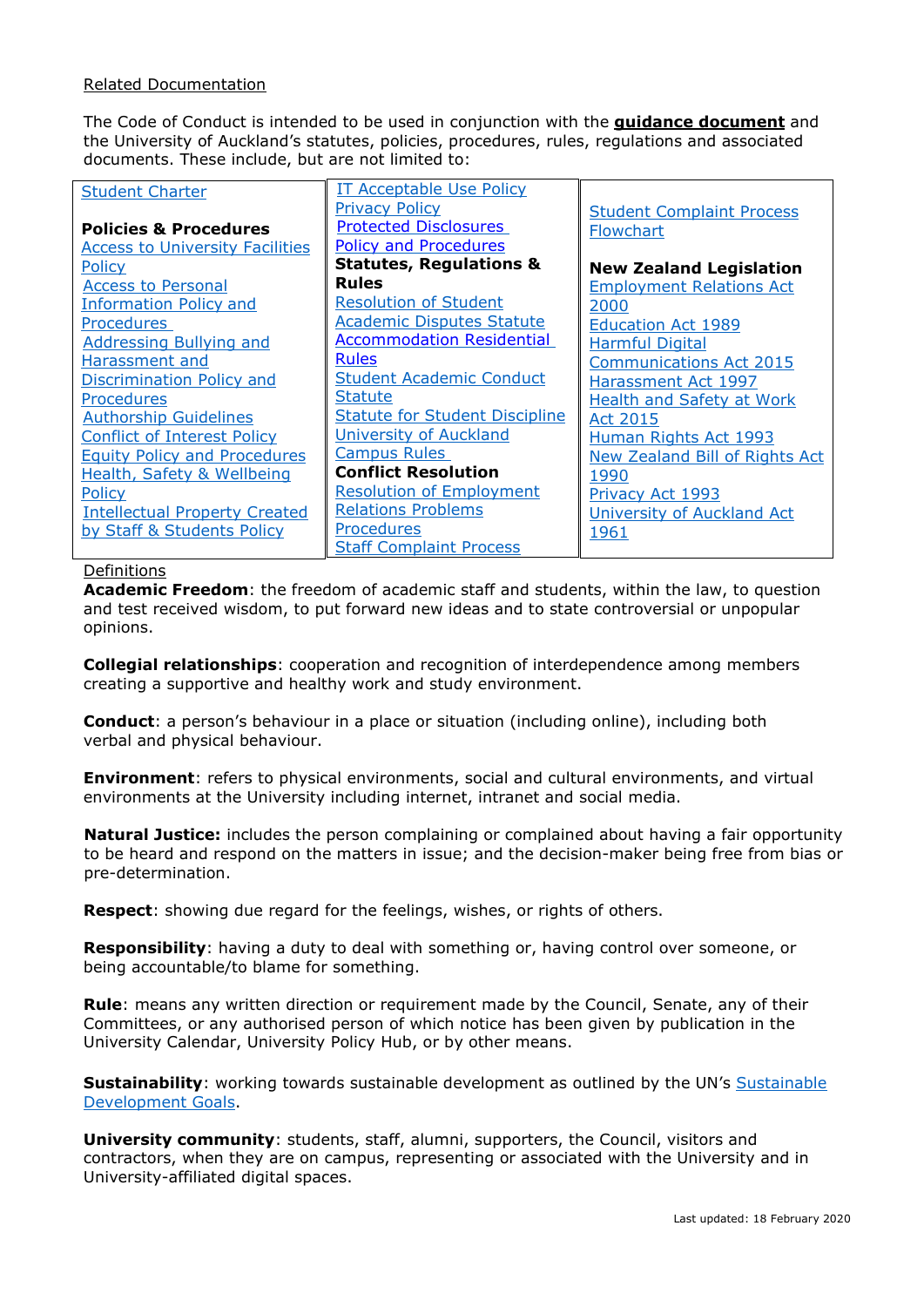Related Documentation

The Code of Conduct is intended to be used in conjunction with the **guidance document** and the University of Auckland's statutes, policies, procedures, rules, regulations and associated documents. These include, but are not limited to:

| | | |
|---|---|---|
| Student Charter<br><br>**Policies & Procedures**<br>Access to University Facilities Policy<br>Access to Personal Information Policy and Procedures<br>Addressing Bullying and Harassment and Discrimination Policy and Procedures<br>Authorship Guidelines<br>Conflict of Interest Policy<br>Equity Policy and Procedures<br>Health, Safety & Wellbeing Policy<br>Intellectual Property Created by Staff & Students Policy | IT Acceptable Use Policy<br>Privacy Policy<br>Protected Disclosures Policy and Procedures<br>**Statutes, Regulations & Rules**<br>Resolution of Student Academic Disputes Statute<br>Accommodation Residential Rules<br>Student Academic Conduct Statute<br>Statute for Student Discipline<br>University of Auckland Campus Rules<br>**Conflict Resolution**<br>Resolution of Employment Relations Problems Procedures<br>Staff Complaint Process | Student Complaint Process Flowchart<br><br>**New Zealand Legislation**<br>Employment Relations Act 2000<br>Education Act 1989<br>Harmful Digital Communications Act 2015<br>Harassment Act 1997<br>Health and Safety at Work Act 2015<br>Human Rights Act 1993<br>New Zealand Bill of Rights Act 1990<br>Privacy Act 1993<br>University of Auckland Act 1961 |

Definitions

**Academic Freedom**: the freedom of academic staff and students, within the law, to question and test received wisdom, to put forward new ideas and to state controversial or unpopular opinions.

**Collegial relationships**: cooperation and recognition of interdependence among members creating a supportive and healthy work and study environment.

**Conduct**: a person's behaviour in a place or situation (including online), including both verbal and physical behaviour.

**Environment**: refers to physical environments, social and cultural environments, and virtual environments at the University including internet, intranet and social media.

**Natural Justice:** includes the person complaining or complained about having a fair opportunity to be heard and respond on the matters in issue; and the decision-maker being free from bias or pre-determination.

**Respect**: showing due regard for the feelings, wishes, or rights of others.

**Responsibility**: having a duty to deal with something or, having control over someone, or being accountable/to blame for something.

**Rule**: means any written direction or requirement made by the Council, Senate, any of their Committees, or any authorised person of which notice has been given by publication in the University Calendar, University Policy Hub, or by other means.

**Sustainability**: working towards sustainable development as outlined by the UN's Sustainable Development Goals.

**University community**: students, staff, alumni, supporters, the Council, visitors and contractors, when they are on campus, representing or associated with the University and in University-affiliated digital spaces.

Last updated: 18 February 2020